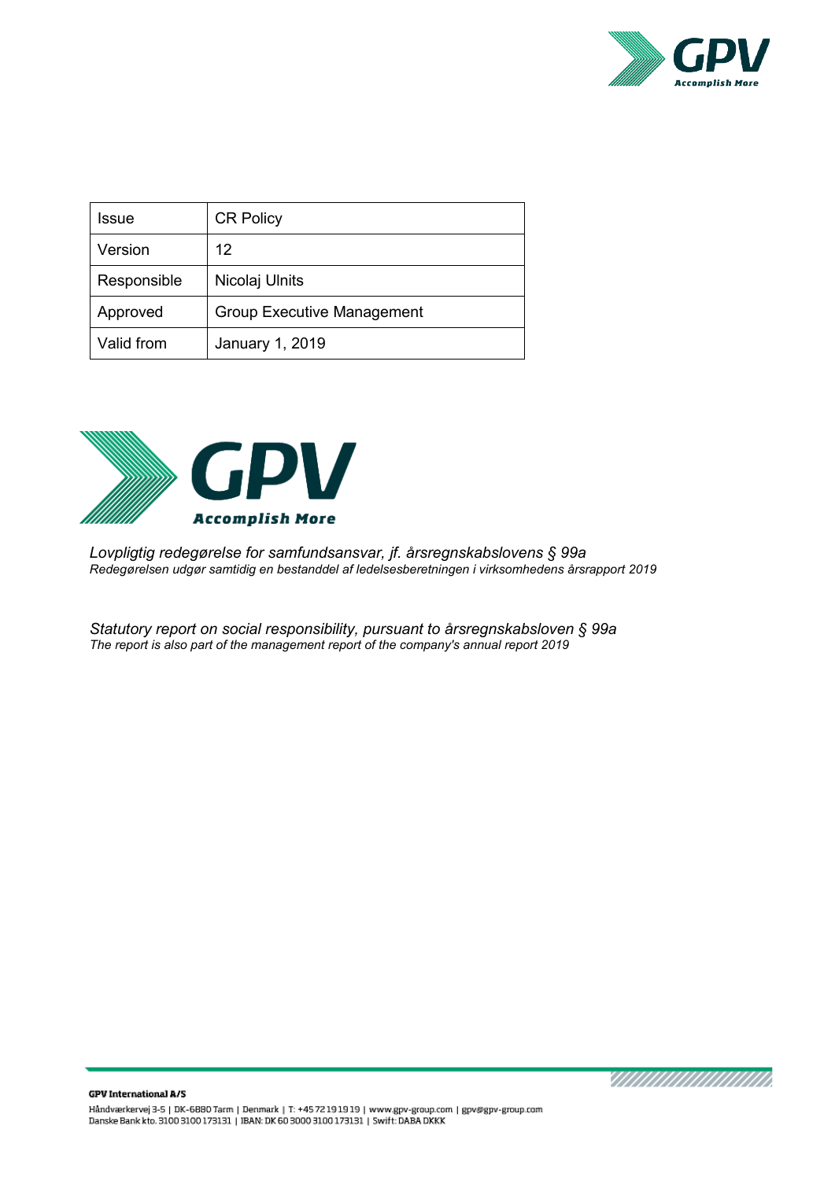| Issue | CR Policy |
| --- | --- |
| Version | 12 |
| Responsible | Nicolaj Ulnits |
| Approved | Group Executive Management |
| Valid from | January 1, 2019 |

*Lovpligtig redegørelse for samfundsansvar, jf. årsregnskabslovens § 99a*
*Redegørelsen udgør samtidig en bestanddel af ledelsesberetningen i virksomhedens årsrapport 2019*

*Statutory report on social responsibility, pursuant to årsregnskabsloven § 99a*
*The report is also part of the management report of the company's annual report 2019*

**GPV International A/S**
Håndværkervej 3-5 | DK-6880 Tarm | Denmark | T: +45 72 19 19 19 | www.gpv-group.com | gpv@gpv-group.com
Danske Bank kto. 3100 3100 173131 | IBAN: DK 60 3000 3100 173131 | Swift: DABA DKKK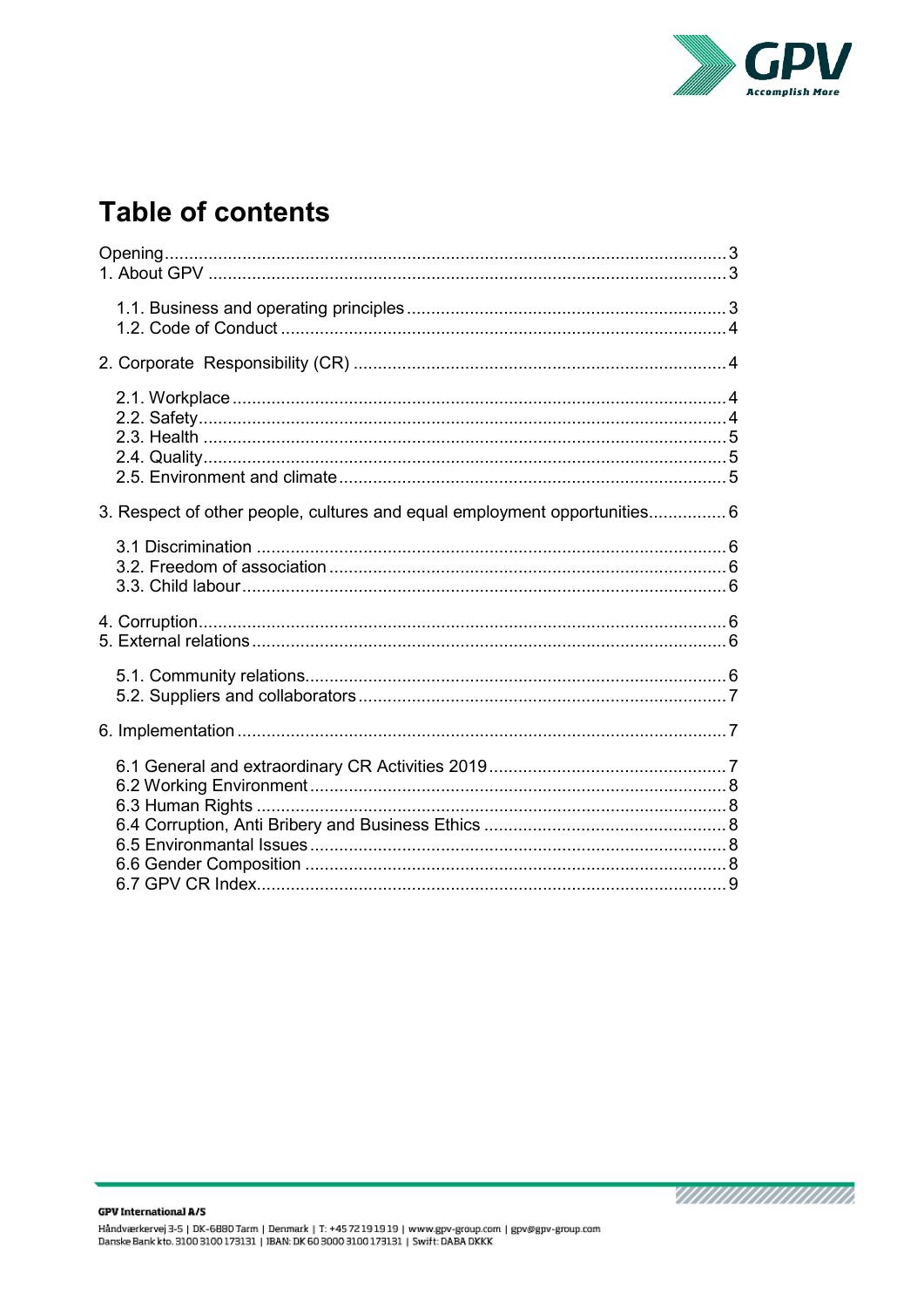# Table of contents

Opening ..... 3
1. About GPV ..... 3

    1.1. Business and operating principles ..... 3
    1.2. Code of Conduct ..... 4

2. Corporate Responsibility (CR) ..... 4

    2.1. Workplace ..... 4
    2.2. Safety ..... 4
    2.3. Health ..... 5
    2.4. Quality ..... 5
    2.5. Environment and climate ..... 5

3. Respect of other people, cultures and equal employment opportunities ..... 6

    3.1 Discrimination ..... 6
    3.2. Freedom of association ..... 6
    3.3. Child labour ..... 6

4. Corruption ..... 6
5. External relations ..... 6

    5.1. Community relations ..... 6
    5.2. Suppliers and collaborators ..... 7

6. Implementation ..... 7

    6.1 General and extraordinary CR Activities 2019 ..... 7
    6.2 Working Environment ..... 8
    6.3 Human Rights ..... 8
    6.4 Corruption, Anti Bribery and Business Ethics ..... 8
    6.5 Environmantal Issues ..... 8
    6.6 Gender Composition ..... 8
    6.7 GPV CR Index ..... 9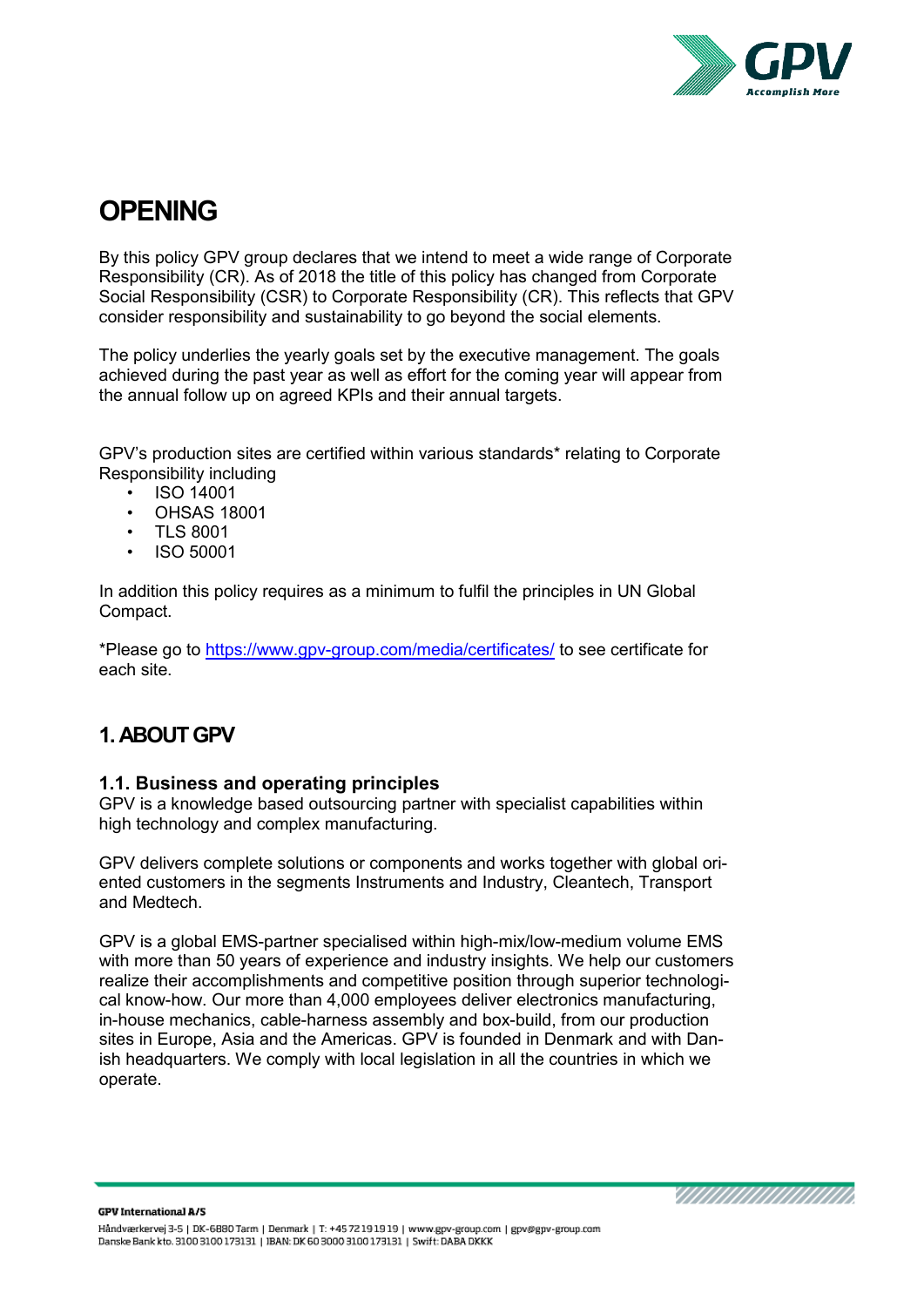# OPENING

By this policy GPV group declares that we intend to meet a wide range of Corporate Responsibility (CR). As of 2018 the title of this policy has changed from Corporate Social Responsibility (CSR) to Corporate Responsibility (CR). This reflects that GPV consider responsibility and sustainability to go beyond the social elements.

The policy underlies the yearly goals set by the executive management. The goals achieved during the past year as well as effort for the coming year will appear from the annual follow up on agreed KPIs and their annual targets.

GPV's production sites are certified within various standards* relating to Corporate Responsibility including

- ISO 14001
- OHSAS 18001
- TLS 8001
- ISO 50001

In addition this policy requires as a minimum to fulfil the principles in UN Global Compact.

*Please go to https://www.gpv-group.com/media/certificates/ to see certificate for each site.

## 1. ABOUT GPV

### 1.1. Business and operating principles

GPV is a knowledge based outsourcing partner with specialist capabilities within high technology and complex manufacturing.

GPV delivers complete solutions or components and works together with global oriented customers in the segments Instruments and Industry, Cleantech, Transport and Medtech.

GPV is a global EMS-partner specialised within high-mix/low-medium volume EMS with more than 50 years of experience and industry insights. We help our customers realize their accomplishments and competitive position through superior technological know-how. Our more than 4,000 employees deliver electronics manufacturing, in-house mechanics, cable-harness assembly and box-build, from our production sites in Europe, Asia and the Americas. GPV is founded in Denmark and with Danish headquarters. We comply with local legislation in all the countries in which we operate.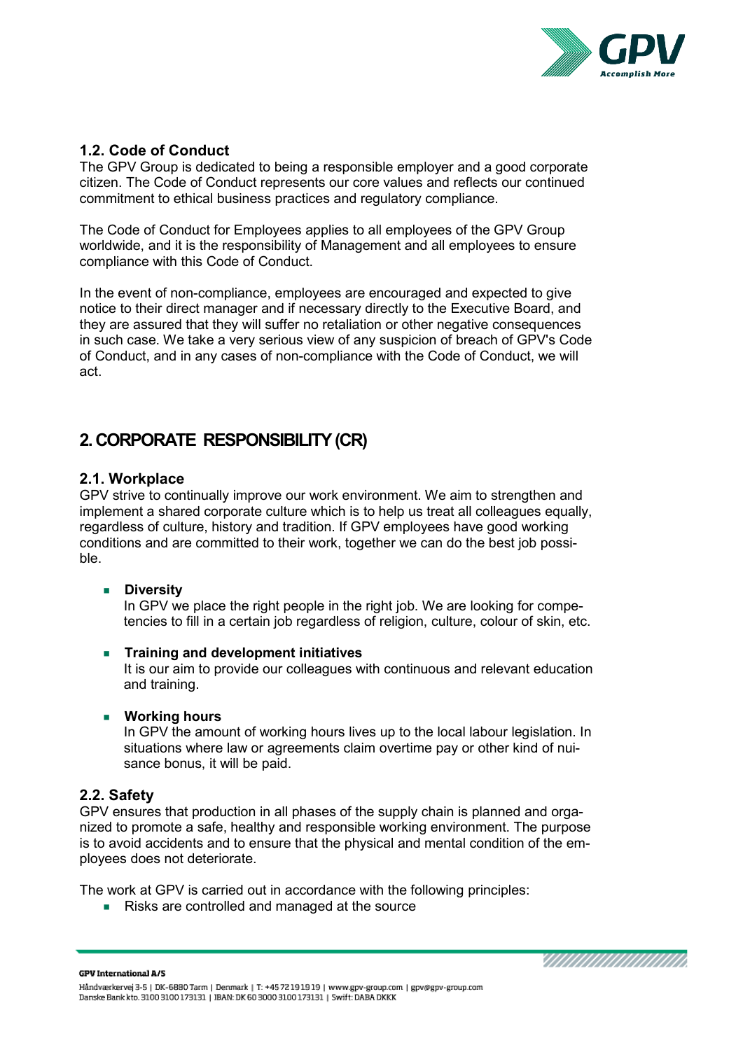### 1.2. Code of Conduct

The GPV Group is dedicated to being a responsible employer and a good corporate citizen. The Code of Conduct represents our core values and reflects our continued commitment to ethical business practices and regulatory compliance.

The Code of Conduct for Employees applies to all employees of the GPV Group worldwide, and it is the responsibility of Management and all employees to ensure compliance with this Code of Conduct.

In the event of non-compliance, employees are encouraged and expected to give notice to their direct manager and if necessary directly to the Executive Board, and they are assured that they will suffer no retaliation or other negative consequences in such case. We take a very serious view of any suspicion of breach of GPV's Code of Conduct, and in any cases of non-compliance with the Code of Conduct, we will act.

## 2. CORPORATE RESPONSIBILITY (CR)

### 2.1. Workplace

GPV strive to continually improve our work environment. We aim to strengthen and implement a shared corporate culture which is to help us treat all colleagues equally, regardless of culture, history and tradition. If GPV employees have good working conditions and are committed to their work, together we can do the best job possible.

- **Diversity**
  In GPV we place the right people in the right job. We are looking for competencies to fill in a certain job regardless of religion, culture, colour of skin, etc.

- **Training and development initiatives**
  It is our aim to provide our colleagues with continuous and relevant education and training.

- **Working hours**
  In GPV the amount of working hours lives up to the local labour legislation. In situations where law or agreements claim overtime pay or other kind of nuisance bonus, it will be paid.

### 2.2. Safety

GPV ensures that production in all phases of the supply chain is planned and organized to promote a safe, healthy and responsible working environment. The purpose is to avoid accidents and to ensure that the physical and mental condition of the employees does not deteriorate.

The work at GPV is carried out in accordance with the following principles:

- Risks are controlled and managed at the source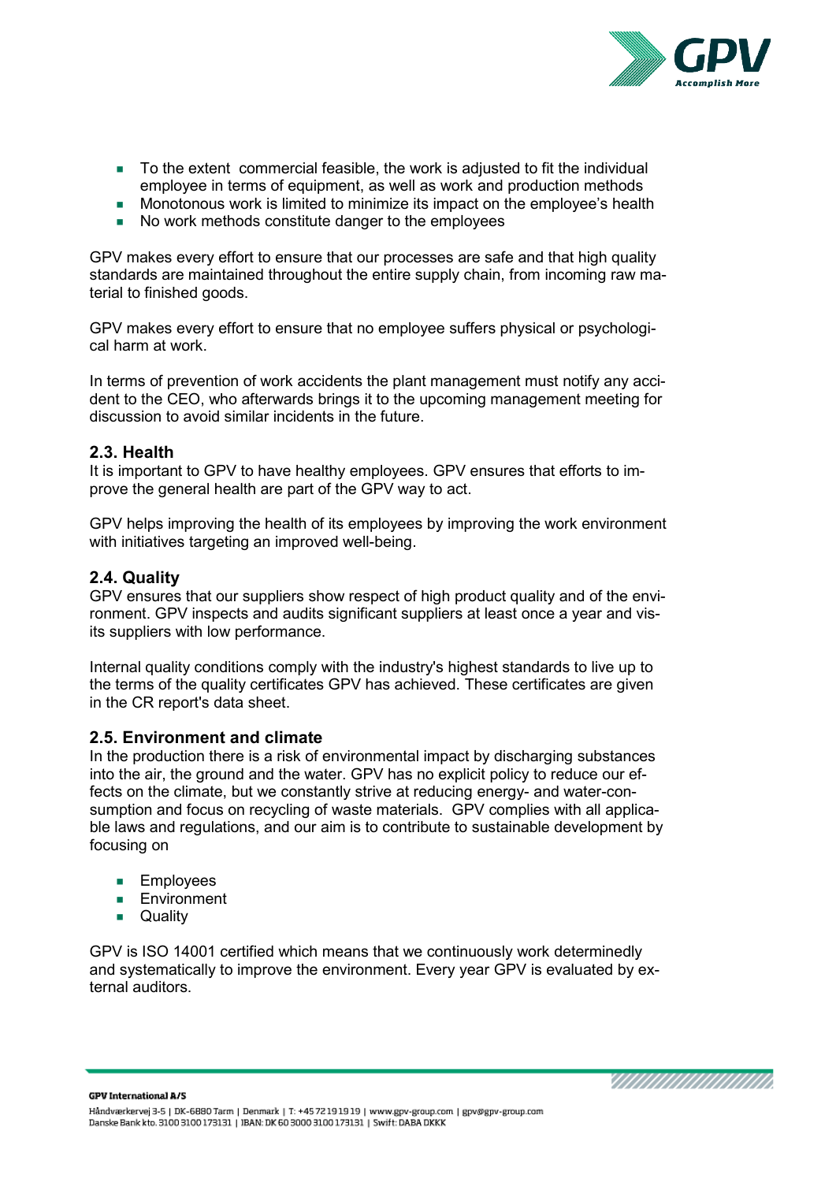- To the extent  commercial feasible, the work is adjusted to fit the individual employee in terms of equipment, as well as work and production methods
- Monotonous work is limited to minimize its impact on the employee's health
- No work methods constitute danger to the employees

GPV makes every effort to ensure that our processes are safe and that high quality standards are maintained throughout the entire supply chain, from incoming raw material to finished goods.

GPV makes every effort to ensure that no employee suffers physical or psychological harm at work.

In terms of prevention of work accidents the plant management must notify any accident to the CEO, who afterwards brings it to the upcoming management meeting for discussion to avoid similar incidents in the future.

### 2.3. Health

It is important to GPV to have healthy employees. GPV ensures that efforts to improve the general health are part of the GPV way to act.

GPV helps improving the health of its employees by improving the work environment with initiatives targeting an improved well-being.

### 2.4. Quality

GPV ensures that our suppliers show respect of high product quality and of the environment. GPV inspects and audits significant suppliers at least once a year and visits its suppliers with low performance.

Internal quality conditions comply with the industry's highest standards to live up to the terms of the quality certificates GPV has achieved. These certificates are given in the CR report's data sheet.

### 2.5. Environment and climate

In the production there is a risk of environmental impact by discharging substances into the air, the ground and the water. GPV has no explicit policy to reduce our effects on the climate, but we constantly strive at reducing energy- and water-consumption and focus on recycling of waste materials.  GPV complies with all applicable laws and regulations, and our aim is to contribute to sustainable development by focusing on

- Employees
- Environment
- Quality

GPV is ISO 14001 certified which means that we continuously work determinedly and systematically to improve the environment. Every year GPV is evaluated by external auditors.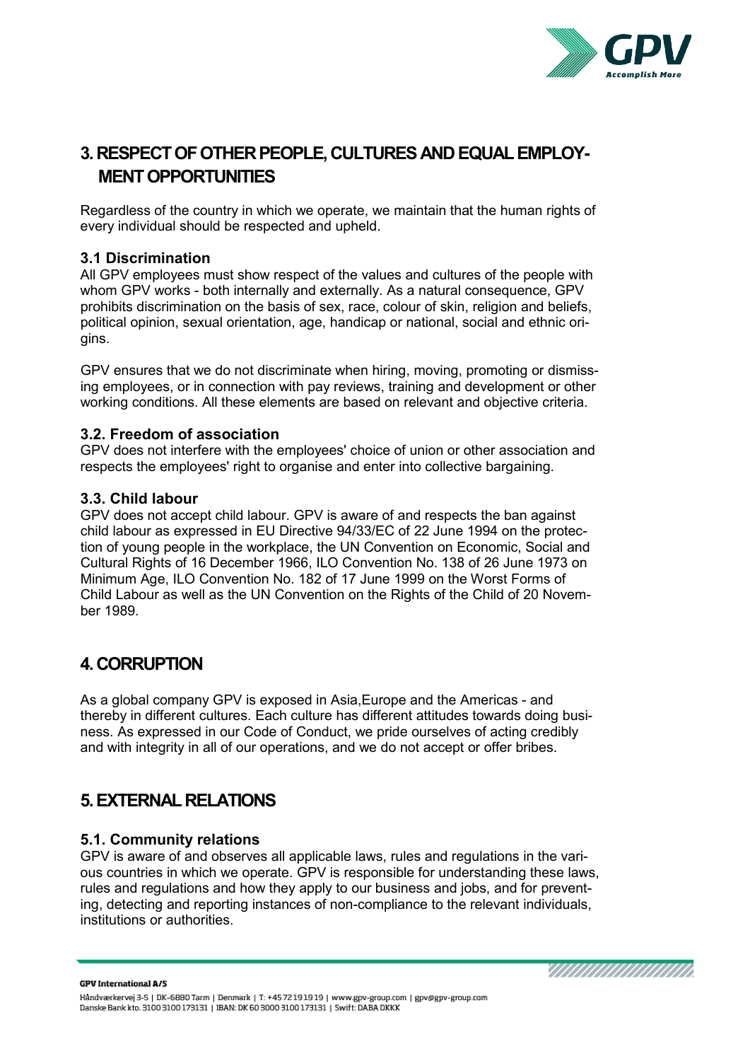# 3. RESPECT OF OTHER PEOPLE, CULTURES AND EQUAL EMPLOYMENT OPPORTUNITIES

Regardless of the country in which we operate, we maintain that the human rights of every individual should be respected and upheld.

### 3.1 Discrimination

All GPV employees must show respect of the values and cultures of the people with whom GPV works - both internally and externally. As a natural consequence, GPV prohibits discrimination on the basis of sex, race, colour of skin, religion and beliefs, political opinion, sexual orientation, age, handicap or national, social and ethnic origins.

GPV ensures that we do not discriminate when hiring, moving, promoting or dismissing employees, or in connection with pay reviews, training and development or other working conditions. All these elements are based on relevant and objective criteria.

### 3.2. Freedom of association

GPV does not interfere with the employees' choice of union or other association and respects the employees' right to organise and enter into collective bargaining.

### 3.3. Child labour

GPV does not accept child labour. GPV is aware of and respects the ban against child labour as expressed in EU Directive 94/33/EC of 22 June 1994 on the protection of young people in the workplace, the UN Convention on Economic, Social and Cultural Rights of 16 December 1966, ILO Convention No. 138 of 26 June 1973 on Minimum Age, ILO Convention No. 182 of 17 June 1999 on the Worst Forms of Child Labour as well as the UN Convention on the Rights of the Child of 20 November 1989.

# 4. CORRUPTION

As a global company GPV is exposed in Asia,Europe and the Americas - and thereby in different cultures. Each culture has different attitudes towards doing business. As expressed in our Code of Conduct, we pride ourselves of acting credibly and with integrity in all of our operations, and we do not accept or offer bribes.

# 5. EXTERNAL RELATIONS

### 5.1. Community relations

GPV is aware of and observes all applicable laws, rules and regulations in the various countries in which we operate. GPV is responsible for understanding these laws, rules and regulations and how they apply to our business and jobs, and for preventing, detecting and reporting instances of non-compliance to the relevant individuals, institutions or authorities.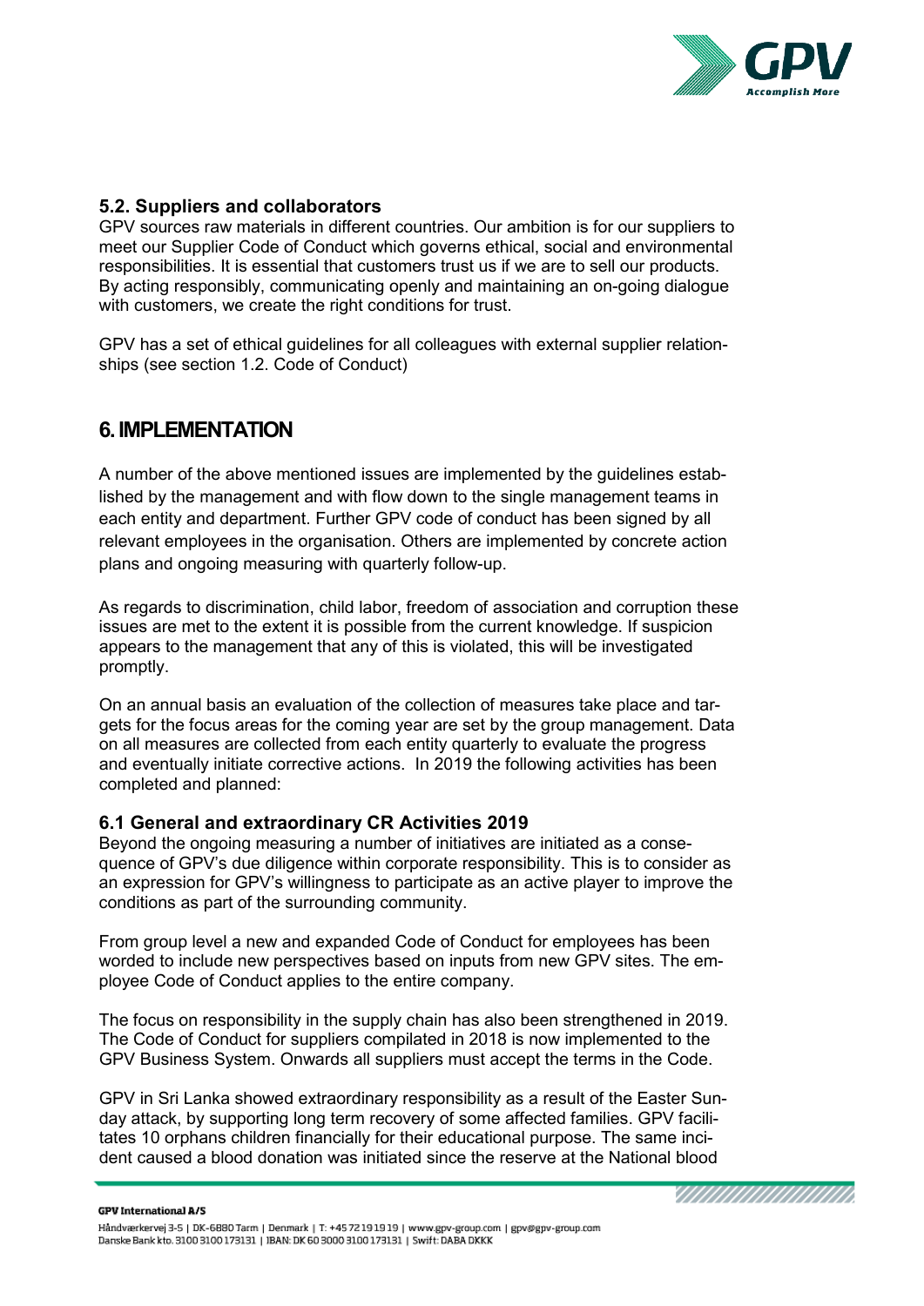### 5.2. Suppliers and collaborators

GPV sources raw materials in different countries. Our ambition is for our suppliers to meet our Supplier Code of Conduct which governs ethical, social and environmental responsibilities. It is essential that customers trust us if we are to sell our products. By acting responsibly, communicating openly and maintaining an on-going dialogue with customers, we create the right conditions for trust.

GPV has a set of ethical guidelines for all colleagues with external supplier relationships (see section 1.2. Code of Conduct)

## 6. IMPLEMENTATION

A number of the above mentioned issues are implemented by the guidelines established by the management and with flow down to the single management teams in each entity and department. Further GPV code of conduct has been signed by all relevant employees in the organisation. Others are implemented by concrete action plans and ongoing measuring with quarterly follow-up.

As regards to discrimination, child labor, freedom of association and corruption these issues are met to the extent it is possible from the current knowledge. If suspicion appears to the management that any of this is violated, this will be investigated promptly.

On an annual basis an evaluation of the collection of measures take place and targets for the focus areas for the coming year are set by the group management. Data on all measures are collected from each entity quarterly to evaluate the progress and eventually initiate corrective actions. In 2019 the following activities has been completed and planned:

### 6.1 General and extraordinary CR Activities 2019

Beyond the ongoing measuring a number of initiatives are initiated as a consequence of GPV's due diligence within corporate responsibility. This is to consider as an expression for GPV's willingness to participate as an active player to improve the conditions as part of the surrounding community.

From group level a new and expanded Code of Conduct for employees has been worded to include new perspectives based on inputs from new GPV sites. The employee Code of Conduct applies to the entire company.

The focus on responsibility in the supply chain has also been strengthened in 2019. The Code of Conduct for suppliers compiled in 2018 is now implemented to the GPV Business System. Onwards all suppliers must accept the terms in the Code.

GPV in Sri Lanka showed extraordinary responsibility as a result of the Easter Sunday attack, by supporting long term recovery of some affected families. GPV facilitates 10 orphans children financially for their educational purpose. The same incident caused a blood donation was initiated since the reserve at the National blood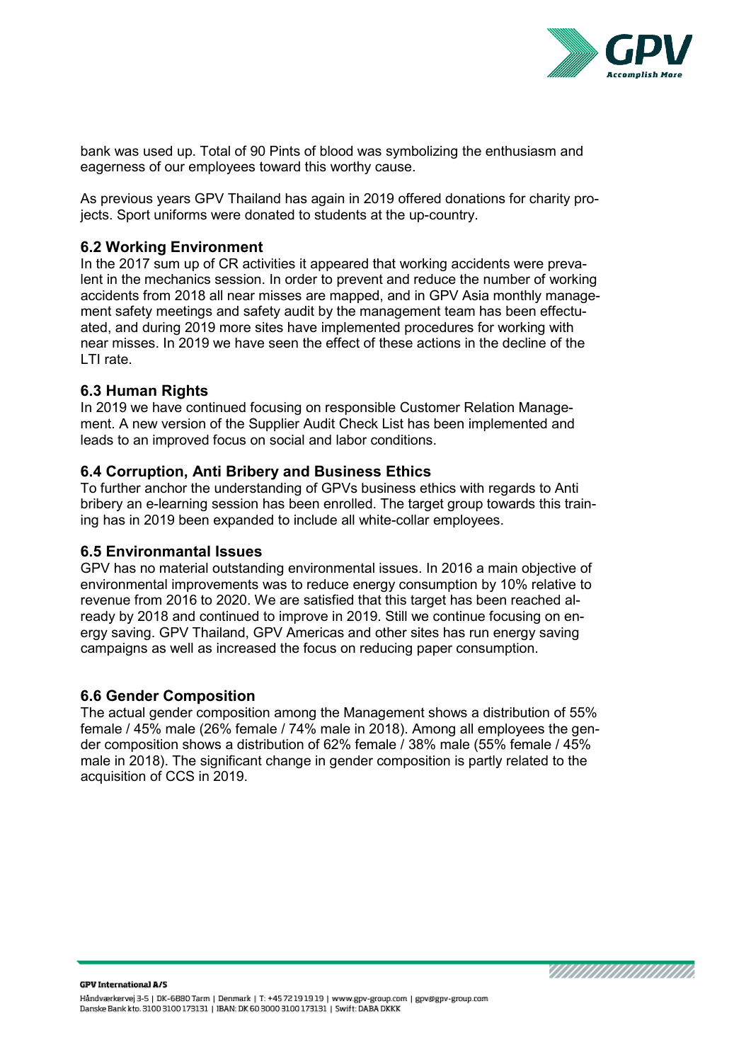bank was used up. Total of 90 Pints of blood was symbolizing the enthusiasm and eagerness of our employees toward this worthy cause.

As previous years GPV Thailand has again in 2019 offered donations for charity projects. Sport uniforms were donated to students at the up-country.

### 6.2 Working Environment

In the 2017 sum up of CR activities it appeared that working accidents were prevalent in the mechanics session. In order to prevent and reduce the number of working accidents from 2018 all near misses are mapped, and in GPV Asia monthly management safety meetings and safety audit by the management team has been effectuated, and during 2019 more sites have implemented procedures for working with near misses. In 2019 we have seen the effect of these actions in the decline of the LTI rate.

### 6.3 Human Rights

In 2019 we have continued focusing on responsible Customer Relation Management. A new version of the Supplier Audit Check List has been implemented and leads to an improved focus on social and labor conditions.

### 6.4 Corruption, Anti Bribery and Business Ethics

To further anchor the understanding of GPVs business ethics with regards to Anti bribery an e-learning session has been enrolled. The target group towards this training has in 2019 been expanded to include all white-collar employees.

### 6.5 Environmantal Issues

GPV has no material outstanding environmental issues. In 2016 a main objective of environmental improvements was to reduce energy consumption by 10% relative to revenue from 2016 to 2020. We are satisfied that this target has been reached already by 2018 and continued to improve in 2019. Still we continue focusing on energy saving. GPV Thailand, GPV Americas and other sites has run energy saving campaigns as well as increased the focus on reducing paper consumption.

### 6.6 Gender Composition

The actual gender composition among the Management shows a distribution of 55% female / 45% male (26% female / 74% male in 2018). Among all employees the gender composition shows a distribution of 62% female / 38% male (55% female / 45% male in 2018). The significant change in gender composition is partly related to the acquisition of CCS in 2019.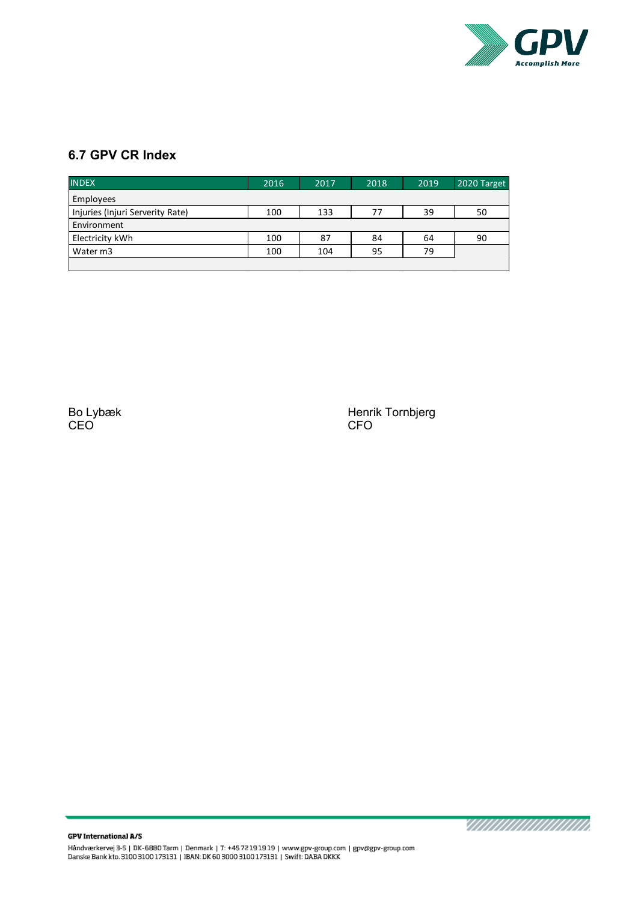## 6.7 GPV CR Index

| INDEX | 2016 | 2017 | 2018 | 2019 | 2020 Target |
|---|---|---|---|---|---|
| Employees | | | | | |
| Injuries (Injuri Serverity Rate) | 100 | 133 | 77 | 39 | 50 |
| Environment | | | | | |
| Electricity kWh | 100 | 87 | 84 | 64 | 90 |
| Water m3 | 100 | 104 | 95 | 79 | |

Bo Lybæk
CEO

Henrik Tornbjerg
CFO

**GPV International A/S**

Håndværkervej 3-5 | DK-6880 Tarm | Denmark | T: +45 72 19 19 19 | www.gpv-group.com | gpv@gpv-group.com
Danske Bank kto. 3100 3100 173131 | IBAN: DK 60 3000 3100 173131 | Swift: DABA DKKK